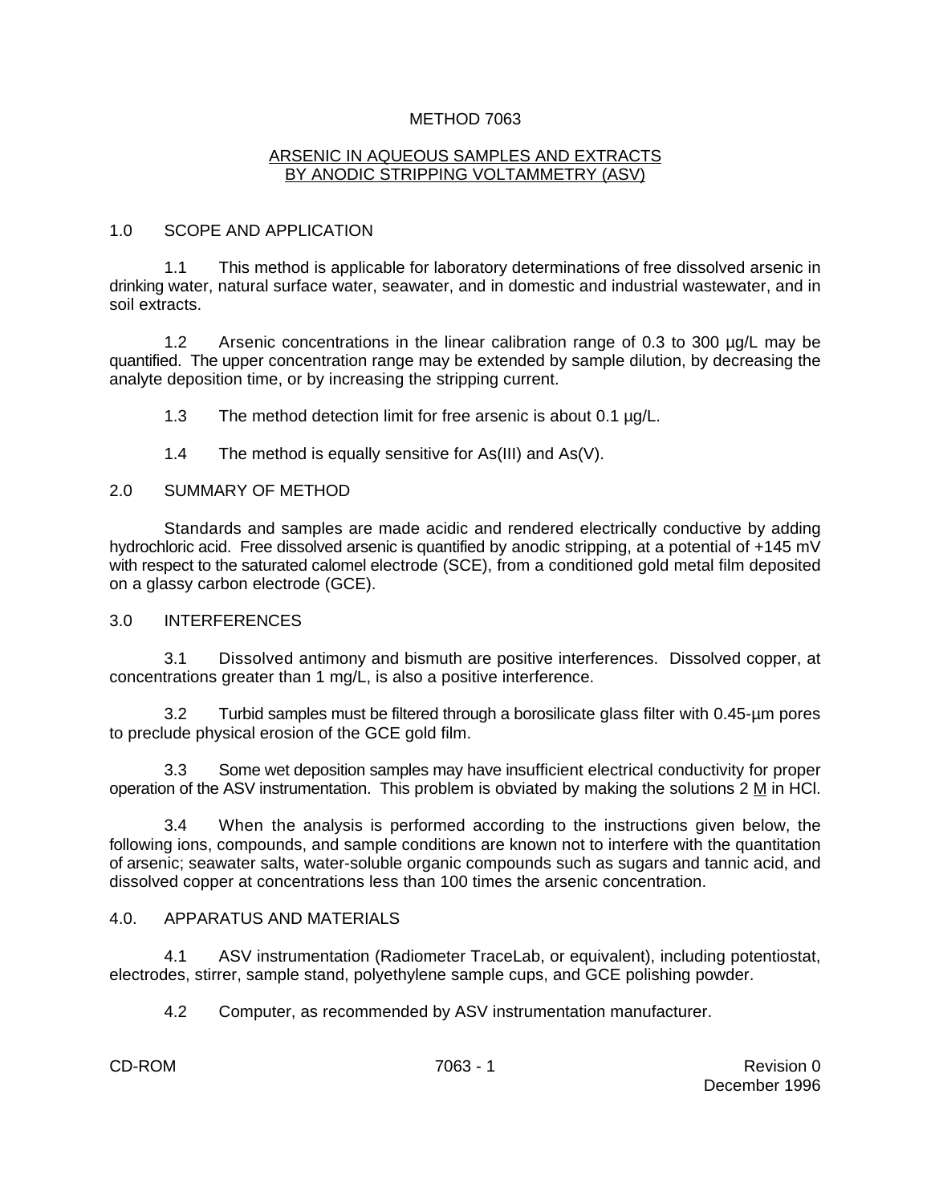# METHOD 7063

## ARSENIC IN AQUEOUS SAMPLES AND EXTRACTS BY ANODIC STRIPPING VOLTAMMETRY (ASV)

### 1.0 SCOPE AND APPLICATION

1.1 This method is applicable for laboratory determinations of free dissolved arsenic in drinking water, natural surface water, seawater, and in domestic and industrial wastewater, and in soil extracts.

1.2 Arsenic concentrations in the linear calibration range of 0.3 to 300 µg/L may be quantified. The upper concentration range may be extended by sample dilution, by decreasing the analyte deposition time, or by increasing the stripping current.

1.3 The method detection limit for free arsenic is about 0.1 µg/L.

1.4 The method is equally sensitive for As(III) and As(V).

### 2.0 SUMMARY OF METHOD

Standards and samples are made acidic and rendered electrically conductive by adding hydrochloric acid. Free dissolved arsenic is quantified by anodic stripping, at a potential of +145 mV with respect to the saturated calomel electrode (SCE), from a conditioned gold metal film deposited on a glassy carbon electrode (GCE).

### 3.0 INTERFERENCES

3.1 Dissolved antimony and bismuth are positive interferences. Dissolved copper, at concentrations greater than 1 mg/L, is also a positive interference.

3.2 Turbid samples must be filtered through a borosilicate glass filter with 0.45-µm pores to preclude physical erosion of the GCE gold film.

3.3 Some wet deposition samples may have insufficient electrical conductivity for proper operation of the ASV instrumentation. This problem is obviated by making the solutions 2 M in HCl.

3.4 When the analysis is performed according to the instructions given below, the following ions, compounds, and sample conditions are known not to interfere with the quantitation of arsenic; seawater salts, water-soluble organic compounds such as sugars and tannic acid, and dissolved copper at concentrations less than 100 times the arsenic concentration.

### 4.0. APPARATUS AND MATERIALS

4.1 ASV instrumentation (Radiometer TraceLab, or equivalent), including potentiostat, electrodes, stirrer, sample stand, polyethylene sample cups, and GCE polishing powder.

4.2 Computer, as recommended by ASV instrumentation manufacturer.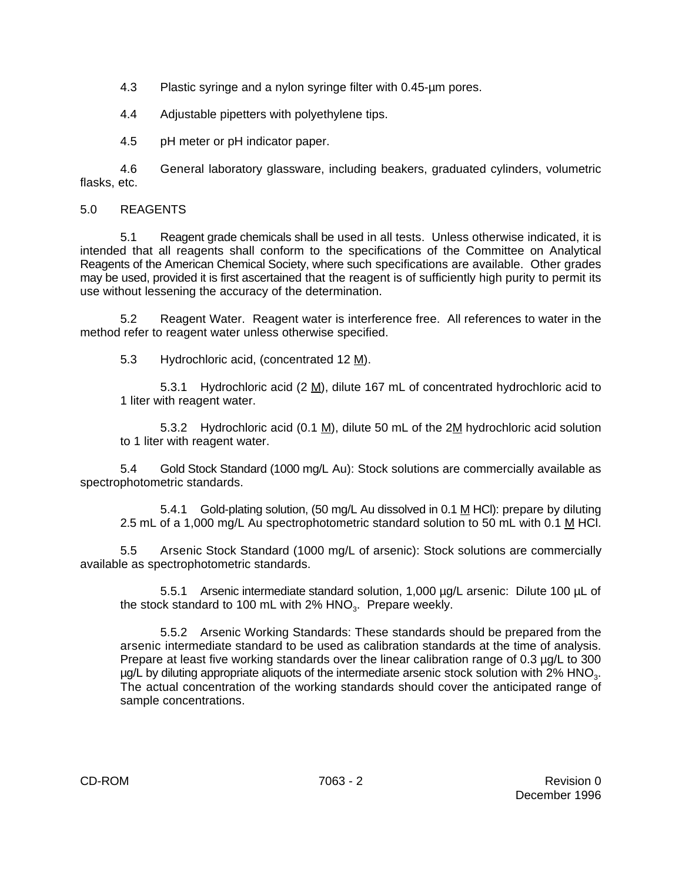4.3 Plastic syringe and a nylon syringe filter with 0.45-µm pores.

4.4 Adjustable pipetters with polyethylene tips.

4.5 pH meter or pH indicator paper.

4.6 General laboratory glassware, including beakers, graduated cylinders, volumetric flasks, etc.

## 5.0 REAGENTS

5.1 Reagent grade chemicals shall be used in all tests. Unless otherwise indicated, it is intended that all reagents shall conform to the specifications of the Committee on Analytical Reagents of the American Chemical Society, where such specifications are available. Other grades may be used, provided it is first ascertained that the reagent is of sufficiently high purity to permit its use without lessening the accuracy of the determination.

5.2 Reagent Water. Reagent water is interference free. All references to water in the method refer to reagent water unless otherwise specified.

5.3 Hydrochloric acid, (concentrated 12 M).

5.3.1 Hydrochloric acid (2 M), dilute 167 mL of concentrated hydrochloric acid to 1 liter with reagent water.

5.3.2 Hydrochloric acid (0.1 M), dilute 50 mL of the 2M hydrochloric acid solution to 1 liter with reagent water.

5.4 Gold Stock Standard (1000 mg/L Au): Stock solutions are commercially available as spectrophotometric standards.

5.4.1 Gold-plating solution, (50 mg/L Au dissolved in 0.1 M HCl): prepare by diluting 2.5 mL of a 1,000 mg/L Au spectrophotometric standard solution to 50 mL with 0.1 M HCl.

5.5 Arsenic Stock Standard (1000 mg/L of arsenic): Stock solutions are commercially available as spectrophotometric standards.

5.5.1 Arsenic intermediate standard solution, 1,000 µg/L arsenic: Dilute 100 µL of the stock standard to 100 mL with 2% $HNO_3$. Prepare weekly.

5.5.2 Arsenic Working Standards: These standards should be prepared from the arsenic intermediate standard to be used as calibration standards at the time of analysis. Prepare at least five working standards over the linear calibration range of 0.3 µg/L to 300 µg/L by diluting appropriate aliquots of the intermediate arsenic stock solution with 2% $HNO_3$. The actual concentration of the working standards should cover the anticipated range of sample concentrations.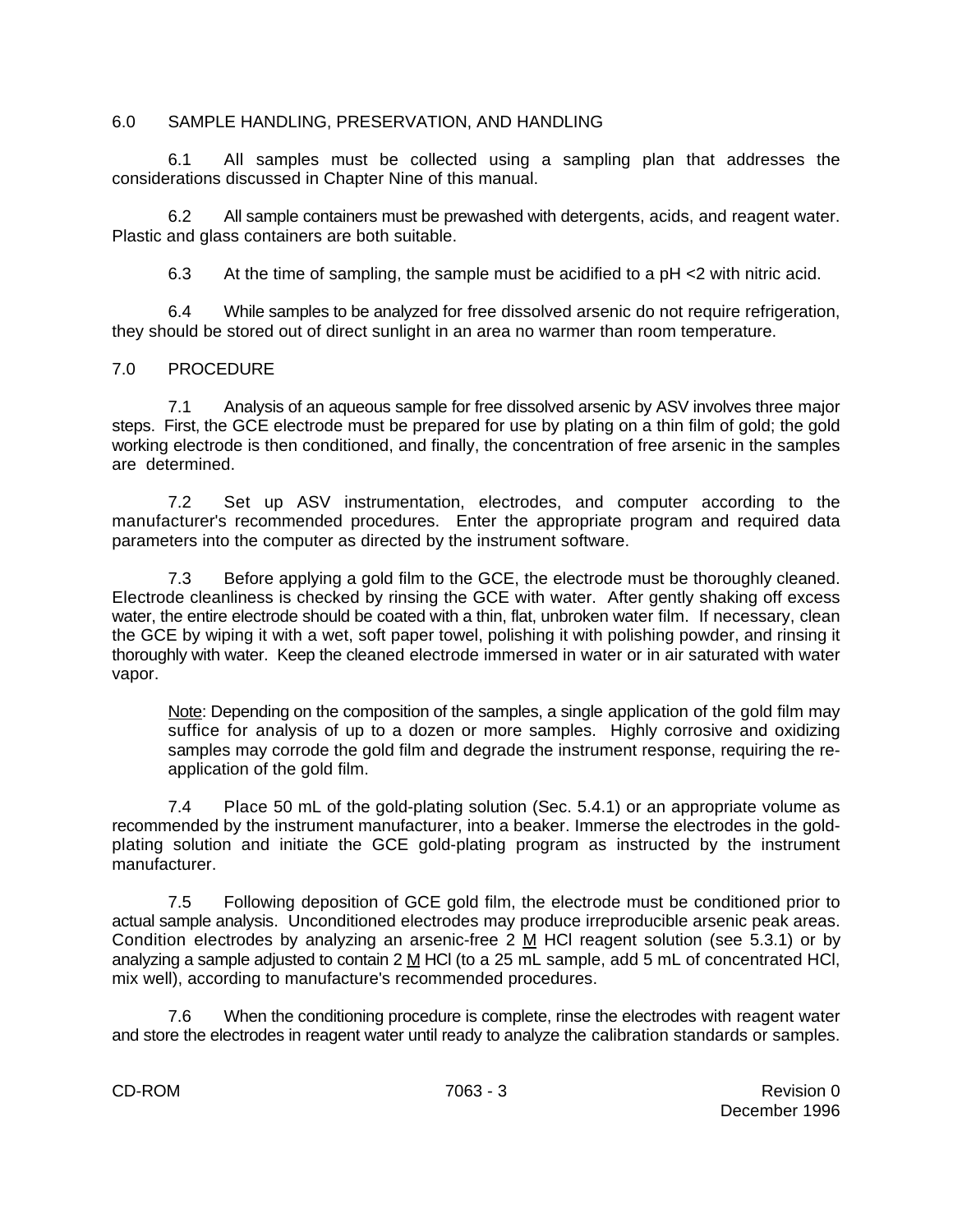## 6.0 SAMPLE HANDLING, PRESERVATION, AND HANDLING

6.1 All samples must be collected using a sampling plan that addresses the considerations discussed in Chapter Nine of this manual.

6.2 All sample containers must be prewashed with detergents, acids, and reagent water. Plastic and glass containers are both suitable.

6.3 At the time of sampling, the sample must be acidified to a pH <2 with nitric acid.

6.4 While samples to be analyzed for free dissolved arsenic do not require refrigeration, they should be stored out of direct sunlight in an area no warmer than room temperature.

## 7.0 PROCEDURE

7.1 Analysis of an aqueous sample for free dissolved arsenic by ASV involves three major steps. First, the GCE electrode must be prepared for use by plating on a thin film of gold; the gold working electrode is then conditioned, and finally, the concentration of free arsenic in the samples are determined.

7.2 Set up ASV instrumentation, electrodes, and computer according to the manufacturer's recommended procedures. Enter the appropriate program and required data parameters into the computer as directed by the instrument software.

7.3 Before applying a gold film to the GCE, the electrode must be thoroughly cleaned. Electrode cleanliness is checked by rinsing the GCE with water. After gently shaking off excess water, the entire electrode should be coated with a thin, flat, unbroken water film. If necessary, clean the GCE by wiping it with a wet, soft paper towel, polishing it with polishing powder, and rinsing it thoroughly with water. Keep the cleaned electrode immersed in water or in air saturated with water vapor.

> Note: Depending on the composition of the samples, a single application of the gold film may suffice for analysis of up to a dozen or more samples. Highly corrosive and oxidizing samples may corrode the gold film and degrade the instrument response, requiring the re-application of the gold film.

7.4 Place 50 mL of the gold-plating solution (Sec. 5.4.1) or an appropriate volume as recommended by the instrument manufacturer, into a beaker. Immerse the electrodes in the gold-plating solution and initiate the GCE gold-plating program as instructed by the instrument manufacturer.

7.5 Following deposition of GCE gold film, the electrode must be conditioned prior to actual sample analysis. Unconditioned electrodes may produce irreproducible arsenic peak areas. Condition electrodes by analyzing an arsenic-free 2 M HCl reagent solution (see 5.3.1) or by analyzing a sample adjusted to contain 2 M HCl (to a 25 mL sample, add 5 mL of concentrated HCl, mix well), according to manufacture's recommended procedures.

7.6 When the conditioning procedure is complete, rinse the electrodes with reagent water and store the electrodes in reagent water until ready to analyze the calibration standards or samples.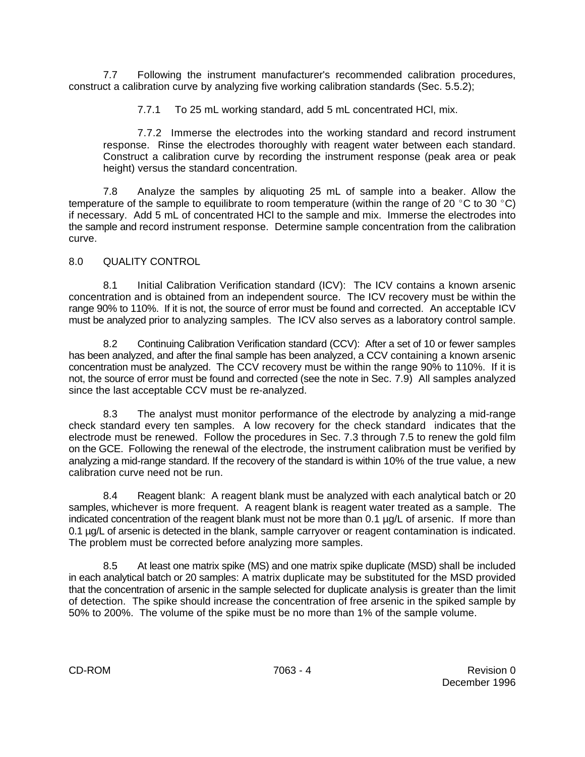7.7 Following the instrument manufacturer's recommended calibration procedures, construct a calibration curve by analyzing five working calibration standards (Sec. 5.5.2);

7.7.1 To 25 mL working standard, add 5 mL concentrated HCl, mix.

7.7.2 Immerse the electrodes into the working standard and record instrument response. Rinse the electrodes thoroughly with reagent water between each standard. Construct a calibration curve by recording the instrument response (peak area or peak height) versus the standard concentration.

7.8 Analyze the samples by aliquoting 25 mL of sample into a beaker. Allow the temperature of the sample to equilibrate to room temperature (within the range of 20 °C to 30 °C) if necessary. Add 5 mL of concentrated HCl to the sample and mix. Immerse the electrodes into the sample and record instrument response. Determine sample concentration from the calibration curve.

## 8.0 QUALITY CONTROL

8.1 Initial Calibration Verification standard (ICV): The ICV contains a known arsenic concentration and is obtained from an independent source. The ICV recovery must be within the range 90% to 110%. If it is not, the source of error must be found and corrected. An acceptable ICV must be analyzed prior to analyzing samples. The ICV also serves as a laboratory control sample.

8.2 Continuing Calibration Verification standard (CCV): After a set of 10 or fewer samples has been analyzed, and after the final sample has been analyzed, a CCV containing a known arsenic concentration must be analyzed. The CCV recovery must be within the range 90% to 110%. If it is not, the source of error must be found and corrected (see the note in Sec. 7.9) All samples analyzed since the last acceptable CCV must be re-analyzed.

8.3 The analyst must monitor performance of the electrode by analyzing a mid-range check standard every ten samples. A low recovery for the check standard indicates that the electrode must be renewed. Follow the procedures in Sec. 7.3 through 7.5 to renew the gold film on the GCE. Following the renewal of the electrode, the instrument calibration must be verified by analyzing a mid-range standard. If the recovery of the standard is within 10% of the true value, a new calibration curve need not be run.

8.4 Reagent blank: A reagent blank must be analyzed with each analytical batch or 20 samples, whichever is more frequent. A reagent blank is reagent water treated as a sample. The indicated concentration of the reagent blank must not be more than 0.1 µg/L of arsenic. If more than 0.1 µg/L of arsenic is detected in the blank, sample carryover or reagent contamination is indicated. The problem must be corrected before analyzing more samples.

8.5 At least one matrix spike (MS) and one matrix spike duplicate (MSD) shall be included in each analytical batch or 20 samples: A matrix duplicate may be substituted for the MSD provided that the concentration of arsenic in the sample selected for duplicate analysis is greater than the limit of detection. The spike should increase the concentration of free arsenic in the spiked sample by 50% to 200%. The volume of the spike must be no more than 1% of the sample volume.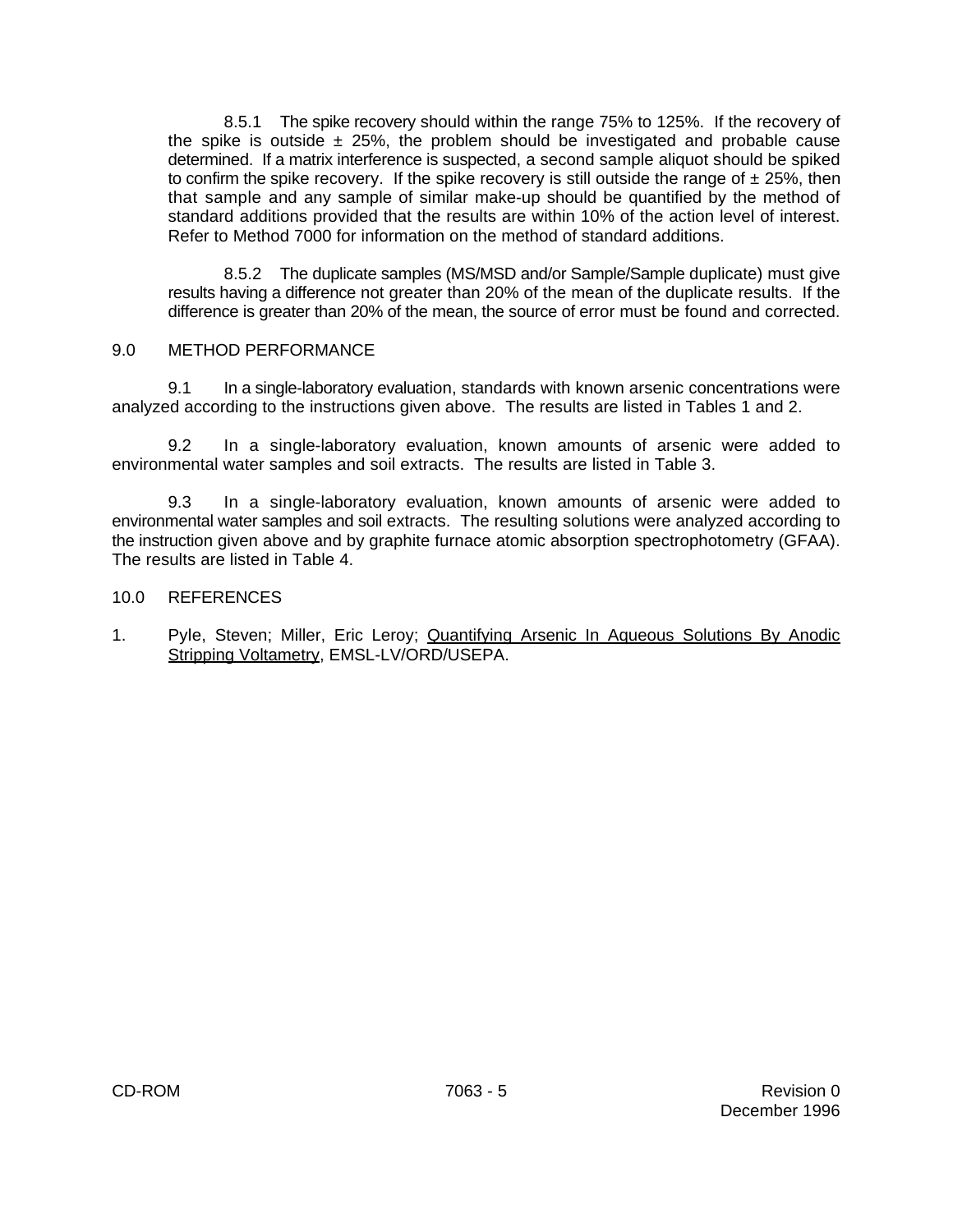8.5.1 The spike recovery should within the range 75% to 125%. If the recovery of the spike is outside ± 25%, the problem should be investigated and probable cause determined. If a matrix interference is suspected, a second sample aliquot should be spiked to confirm the spike recovery. If the spike recovery is still outside the range of ± 25%, then that sample and any sample of similar make-up should be quantified by the method of standard additions provided that the results are within 10% of the action level of interest. Refer to Method 7000 for information on the method of standard additions.

8.5.2 The duplicate samples (MS/MSD and/or Sample/Sample duplicate) must give results having a difference not greater than 20% of the mean of the duplicate results. If the difference is greater than 20% of the mean, the source of error must be found and corrected.

## 9.0 METHOD PERFORMANCE

9.1 In a single-laboratory evaluation, standards with known arsenic concentrations were analyzed according to the instructions given above. The results are listed in Tables 1 and 2.

9.2 In a single-laboratory evaluation, known amounts of arsenic were added to environmental water samples and soil extracts. The results are listed in Table 3.

9.3 In a single-laboratory evaluation, known amounts of arsenic were added to environmental water samples and soil extracts. The resulting solutions were analyzed according to the instruction given above and by graphite furnace atomic absorption spectrophotometry (GFAA). The results are listed in Table 4.

## 10.0 REFERENCES

1. Pyle, Steven; Miller, Eric Leroy; Quantifying Arsenic In Aqueous Solutions By Anodic Stripping Voltametry, EMSL-LV/ORD/USEPA.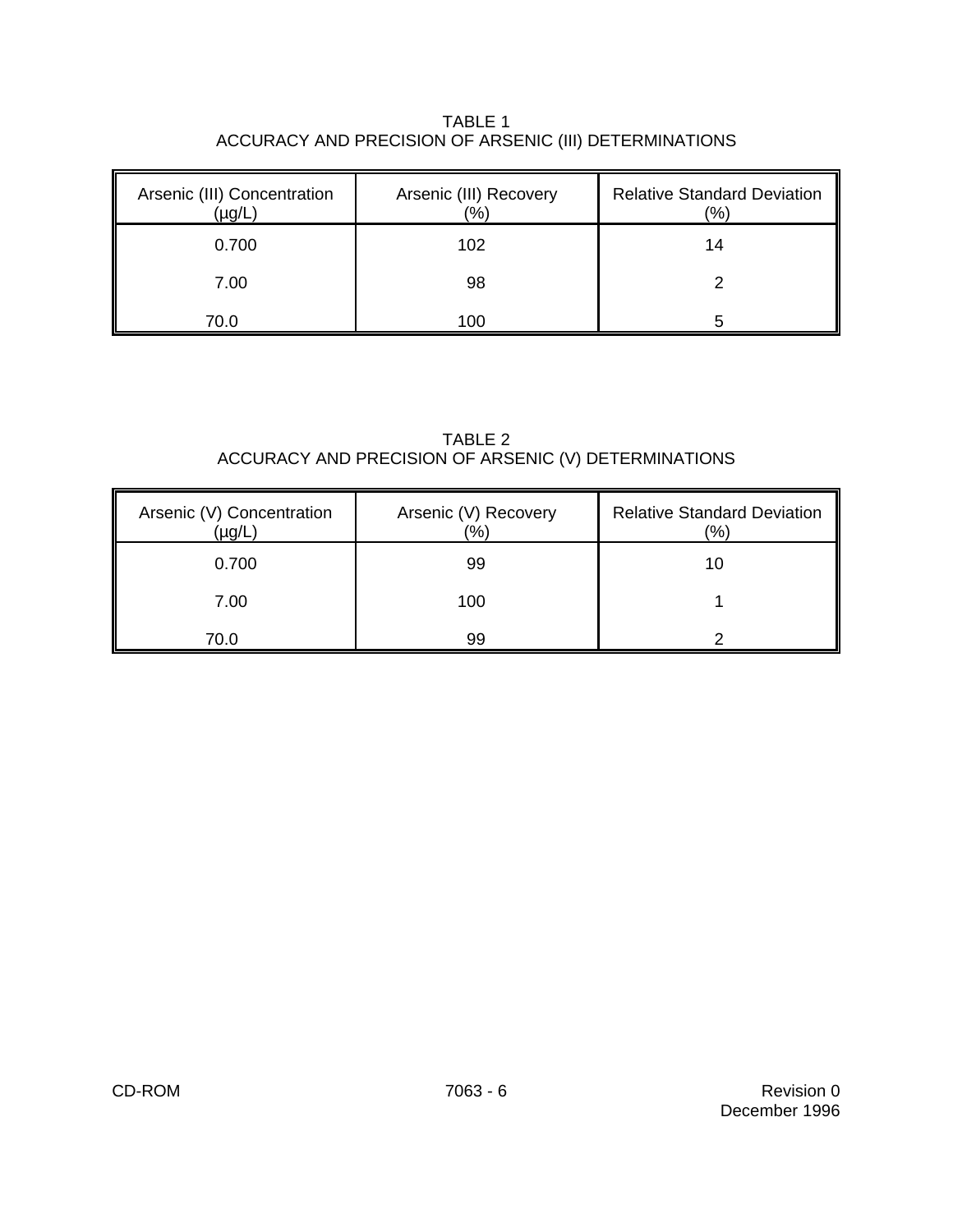TABLE 1
ACCURACY AND PRECISION OF ARSENIC (III) DETERMINATIONS

| Arsenic (III) Concentration (µg/L) | Arsenic (III) Recovery (%) | Relative Standard Deviation (%) |
|---|---|---|
| 0.700 | 102 | 14 |
| 7.00 | 98 | 2 |
| 70.0 | 100 | 5 |

TABLE 2
ACCURACY AND PRECISION OF ARSENIC (V) DETERMINATIONS

| Arsenic (V) Concentration (µg/L) | Arsenic (V) Recovery (%) | Relative Standard Deviation (%) |
|---|---|---|
| 0.700 | 99 | 10 |
| 7.00 | 100 | 1 |
| 70.0 | 99 | 2 |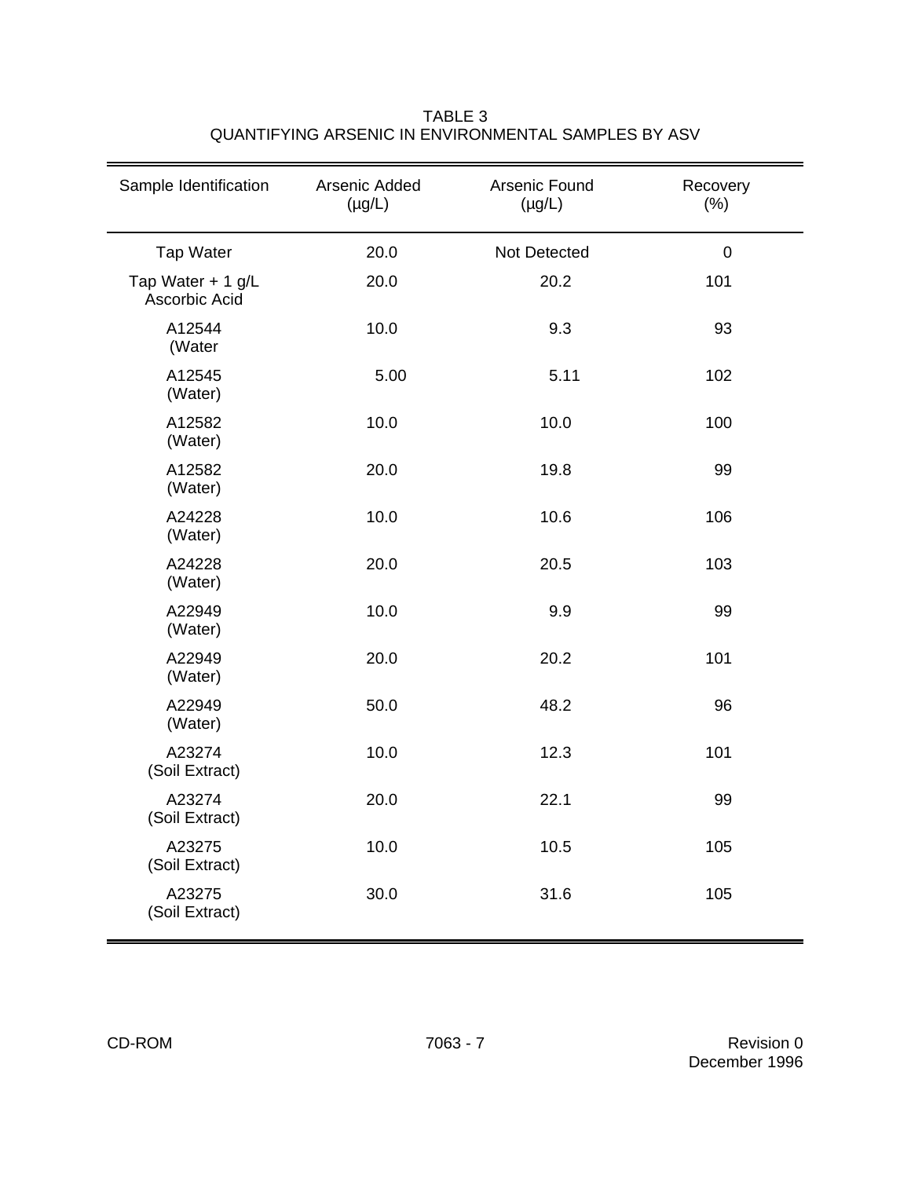TABLE 3
QUANTIFYING ARSENIC IN ENVIRONMENTAL SAMPLES BY ASV

| Sample Identification | Arsenic Added (µg/L) | Arsenic Found (µg/L) | Recovery (%) |
|---|---|---|---|
| Tap Water | 20.0 | Not Detected | 0 |
| Tap Water + 1 g/L Ascorbic Acid | 20.0 | 20.2 | 101 |
| A12544 (Water | 10.0 | 9.3 | 93 |
| A12545 (Water) | 5.00 | 5.11 | 102 |
| A12582 (Water) | 10.0 | 10.0 | 100 |
| A12582 (Water) | 20.0 | 19.8 | 99 |
| A24228 (Water) | 10.0 | 10.6 | 106 |
| A24228 (Water) | 20.0 | 20.5 | 103 |
| A22949 (Water) | 10.0 | 9.9 | 99 |
| A22949 (Water) | 20.0 | 20.2 | 101 |
| A22949 (Water) | 50.0 | 48.2 | 96 |
| A23274 (Soil Extract) | 10.0 | 12.3 | 101 |
| A23274 (Soil Extract) | 20.0 | 22.1 | 99 |
| A23275 (Soil Extract) | 10.0 | 10.5 | 105 |
| A23275 (Soil Extract) | 30.0 | 31.6 | 105 |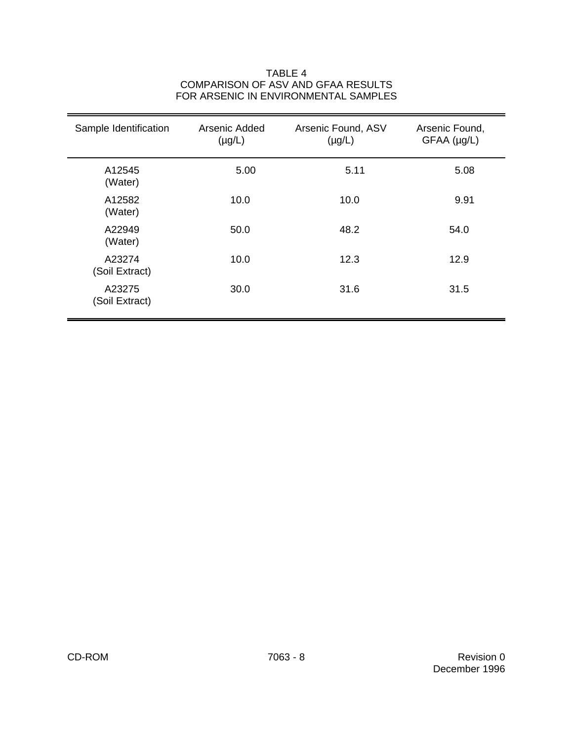TABLE 4
COMPARISON OF ASV AND GFAA RESULTS
FOR ARSENIC IN ENVIRONMENTAL SAMPLES

| Sample Identification | Arsenic Added (µg/L) | Arsenic Found, ASV (µg/L) | Arsenic Found, GFAA (µg/L) |
|---|---|---|---|
| A12545 (Water) | 5.00 | 5.11 | 5.08 |
| A12582 (Water) | 10.0 | 10.0 | 9.91 |
| A22949 (Water) | 50.0 | 48.2 | 54.0 |
| A23274 (Soil Extract) | 10.0 | 12.3 | 12.9 |
| A23275 (Soil Extract) | 30.0 | 31.6 | 31.5 |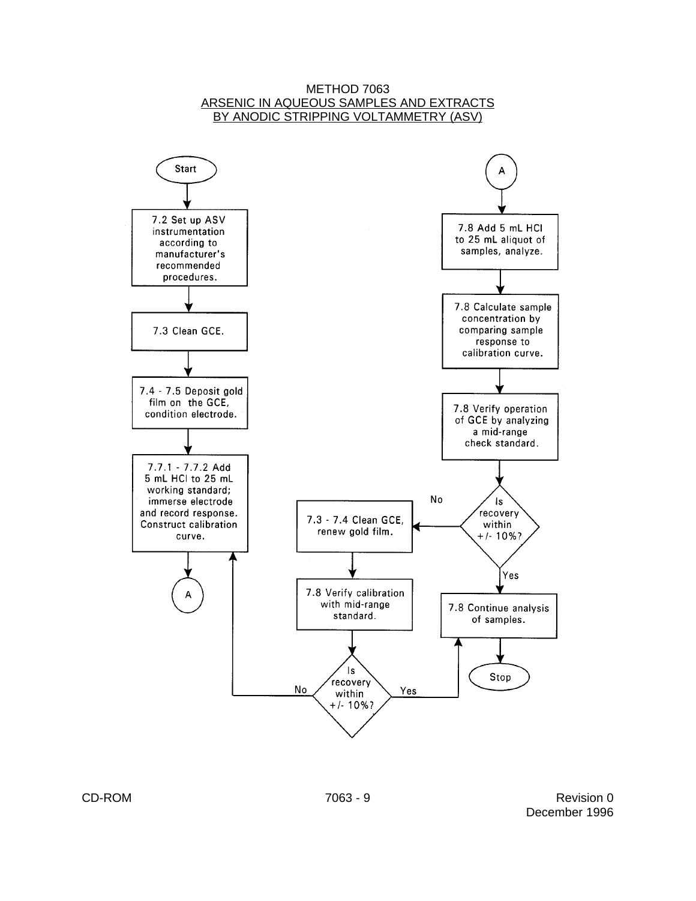# METHOD 7063

## ARSENIC IN AQUEOUS SAMPLES AND EXTRACTS BY ANODIC STRIPPING VOLTAMMETRY (ASV)

Start

7.2 Set up ASV instrumentation according to manufacturer's recommended procedures.

7.3 Clean GCE.

7.4 - 7.5 Deposit gold film on the GCE, condition electrode.

7.7.1 - 7.7.2 Add 5 mL HCl to 25 mL working standard; immerse electrode and record response. Construct calibration curve.

A

A

7.8 Add 5 mL HCl to 25 mL aliquot of samples, analyze.

7.8 Calculate sample concentration by comparing sample response to calibration curve.

7.8 Verify operation of GCE by analyzing a mid-range check standard.

Is recovery within +/- 10%?

No

7.3 - 7.4 Clean GCE, renew gold film.

7.8 Verify calibration with mid-range standard.

Is recovery within +/- 10%?

No

Yes

Yes

7.8 Continue analysis of samples.

Stop